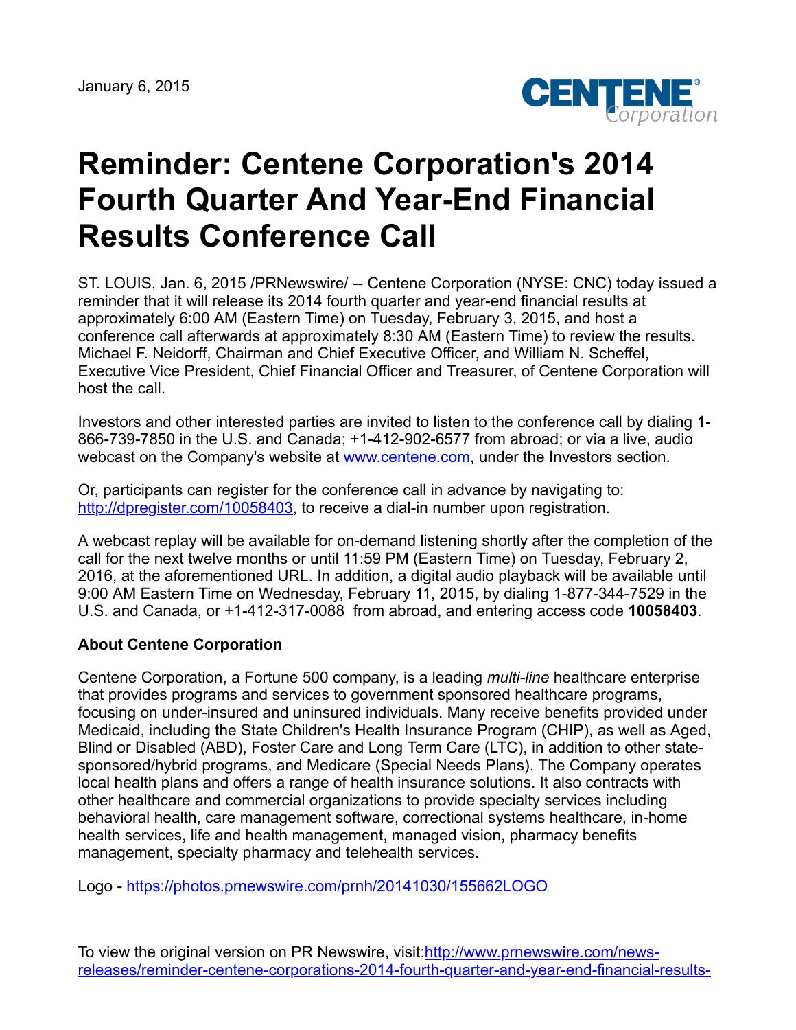January 6, 2015

# Reminder: Centene Corporation's 2014 Fourth Quarter And Year-End Financial Results Conference Call

ST. LOUIS, Jan. 6, 2015 /PRNewswire/ -- Centene Corporation (NYSE: CNC) today issued a reminder that it will release its 2014 fourth quarter and year-end financial results at approximately 6:00 AM (Eastern Time) on Tuesday, February 3, 2015, and host a conference call afterwards at approximately 8:30 AM (Eastern Time) to review the results. Michael F. Neidorff, Chairman and Chief Executive Officer, and William N. Scheffel, Executive Vice President, Chief Financial Officer and Treasurer, of Centene Corporation will host the call.

Investors and other interested parties are invited to listen to the conference call by dialing 1-866-739-7850 in the U.S. and Canada; +1-412-902-6577 from abroad; or via a live, audio webcast on the Company's website at www.centene.com, under the Investors section.

Or, participants can register for the conference call in advance by navigating to: http://dpregister.com/10058403, to receive a dial-in number upon registration.

A webcast replay will be available for on-demand listening shortly after the completion of the call for the next twelve months or until 11:59 PM (Eastern Time) on Tuesday, February 2, 2016, at the aforementioned URL. In addition, a digital audio playback will be available until 9:00 AM Eastern Time on Wednesday, February 11, 2015, by dialing 1-877-344-7529 in the U.S. and Canada, or +1-412-317-0088 from abroad, and entering access code **10058403**.

**About Centene Corporation**

Centene Corporation, a Fortune 500 company, is a leading *multi-line* healthcare enterprise that provides programs and services to government sponsored healthcare programs, focusing on under-insured and uninsured individuals. Many receive benefits provided under Medicaid, including the State Children's Health Insurance Program (CHIP), as well as Aged, Blind or Disabled (ABD), Foster Care and Long Term Care (LTC), in addition to other state-sponsored/hybrid programs, and Medicare (Special Needs Plans). The Company operates local health plans and offers a range of health insurance solutions. It also contracts with other healthcare and commercial organizations to provide specialty services including behavioral health, care management software, correctional systems healthcare, in-home health services, life and health management, managed vision, pharmacy benefits management, specialty pharmacy and telehealth services.

Logo - https://photos.prnewswire.com/prnh/20141030/155662LOGO

To view the original version on PR Newswire, visit:http://www.prnewswire.com/news-releases/reminder-centene-corporations-2014-fourth-quarter-and-year-end-financial-results-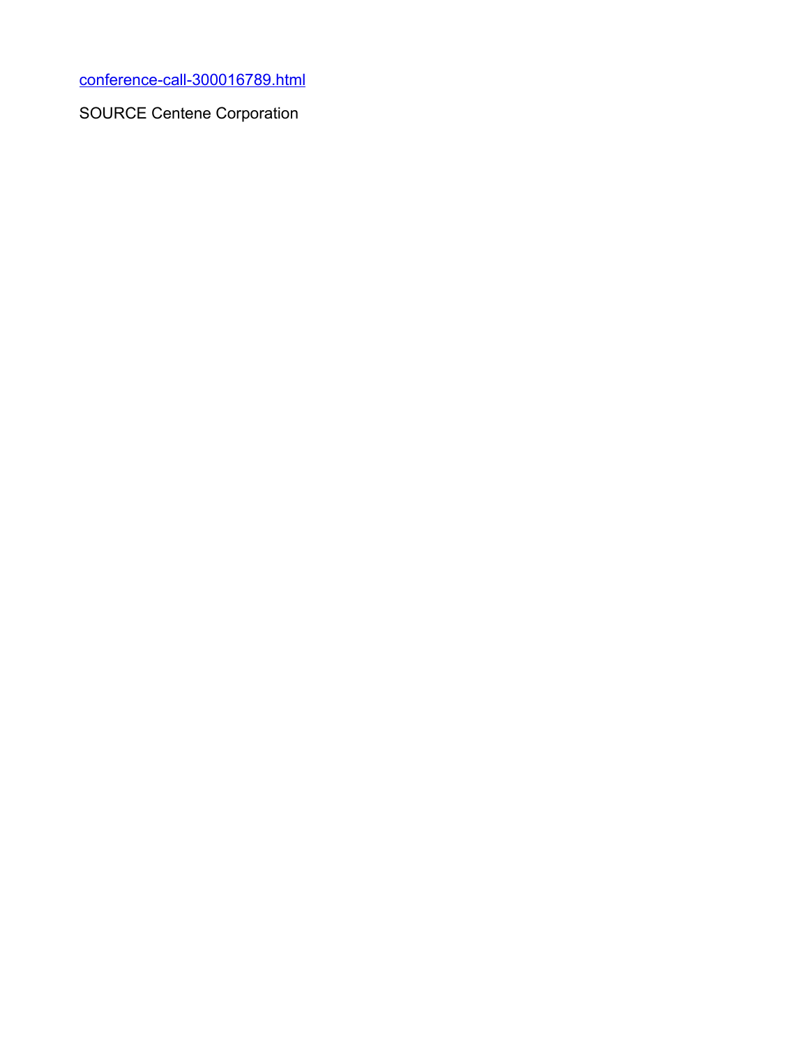conference-call-300016789.html

SOURCE Centene Corporation